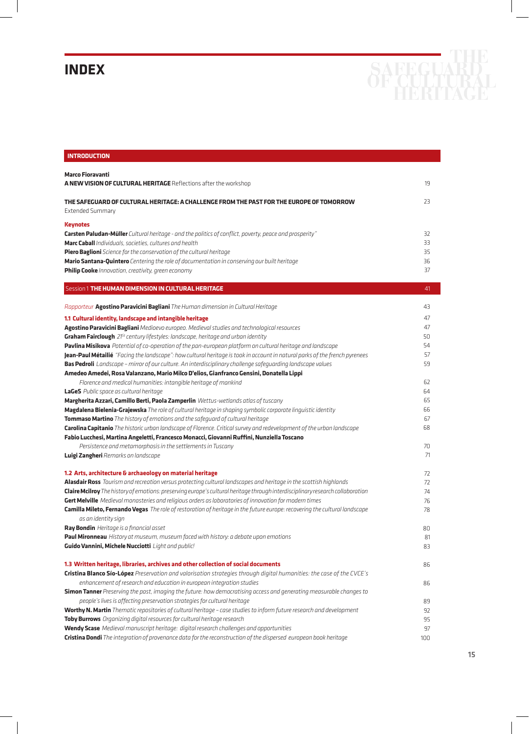# INDEX

THE SAFEGUARD OF CULTURAL HERITAGE

## INTRODUCTION

**Marco Fioravanti**
**A NEW VISION OF CULTURAL HERITAGE** Reflections after the workshop 19

**THE SAFEGUARD OF CULTURAL HERITAGE: A CHALLENGE FROM THE PAST FOR THE EUROPE OF TOMORROW** 23
Extended Summary

**Keynotes**

**Carsten Paludan-Müller** *Cultural heritage - and the politics of conflict, poverty, peace and prosperity"* 32
**Marc Caball** *Individuals, societies, cultures and health* 33
**Piero Baglioni** *Science for the conservation of the cultural heritage* 35
**Mario Santana-Quintero** *Centering the role of documentation in conserving our built heritage* 36
**Philip Cooke** *Innovation, creativity, green economy* 37

## Session 1 THE HUMAN DIMENSION IN CULTURAL HERITAGE 41

*Rapporteur* **Agostino Paravicini Bagliani** *The Human dimension in Cultural Heritage* 43

### 1.1 Cultural identity, landscape and intangible heritage 47

**Agostino Paravicini Bagliani** *Medioevo europeo. Medieval studies and technological resources* 47
**Graham Fairclough** *21st century lifestyles: landscape, heritage and urban identity* 50
**Pavlina Misikova** *Potential of co-operation of the pan-european platform on cultural heritage and landscape* 54
**Jean-Paul Métailié** *"Facing the landscape": how cultural heritage is took in account in natural parks of the french pyrenees* 57
**Bas Pedroli** *Landscape – mirror of our culture. An interdisciplinary challenge safeguarding landscape values* 59
**Amedeo Amedei, Rosa Valanzano, Mario Milco D'elios, Gianfranco Gensini, Donatella Lippi**
*Florence and medical humanities: intangible heritage of mankind* 62
**LaGeS** *Public space as cultural heritage* 64
**Margherita Azzari, Camillo Berti, Paola Zamperlin** *Wettus-wetlands atlas of tuscany* 65
**Magdalena Bielenia-Grajewska** *The role of cultural heritage in shaping symbolic corporate linguistic identity* 66
**Tommaso Martino** *The history of emotions and the safeguard of cultural heritage* 67
**Carolina Capitanio** *The historic urban landscape of Florence. Critical survey and redevelopment of the urban landscape* 68
**Fabio Lucchesi, Martina Angeletti, Francesco Monacci, Giovanni Ruffini, Nunziella Toscano**
*Persistence and metamorphosis in the settlements in Tuscany* 70
**Luigi Zangheri** *Remarks on landscape* 71

### 1.2 Arts, architecture & archaeology on material heritage 72

**Alasdair Ross** *Tourism and recreation versus protecting cultural landscapes and heritage in the scottish highlands* 72
**Claire Mcilroy** *The history of emotions: preserving europe's cultural heritage through interdisciplinary research collaboration* 74
**Gert Melville** *Medieval monasteries and religious orders as laboratories of innovation for modern times* 76
**Camilla Mileto, Fernando Vegas** *The role of restoration of heritage in the future europe: recovering the cultural landscape as an identity sign* 78
**Ray Bondin** *Heritage is a financial asset* 80
**Paul Mironneau** *History at museum, museum faced with history: a debate upon emotions* 81
**Guido Vannini, Michele Nucciotti** *Light and public!* 83

### 1.3 Written heritage, libraries, archives and other collection of social documents 86

**Cristina Blanco Sío-López** *Preservation and valorisation strategies through digital humanities: the case of the CVCE's enhancement of research and education in european integration studies* 86
**Simon Tanner** *Preserving the past, imaging the future: how democratising access and generating measurable changes to people's lives is affecting preservation strategies for cultural heritage* 89
**Worthy N. Martin** *Thematic repositories of cultural heritage – case studies to inform future research and development* 92
**Toby Burrows** *Organizing digital resources for cultural heritage research* 95
**Wendy Scase** *Medieval manuscript heritage: digital research challenges and opportunities* 97
**Cristina Dondi** *The integration of provenance data for the reconstruction of the dispersed european book heritage* 100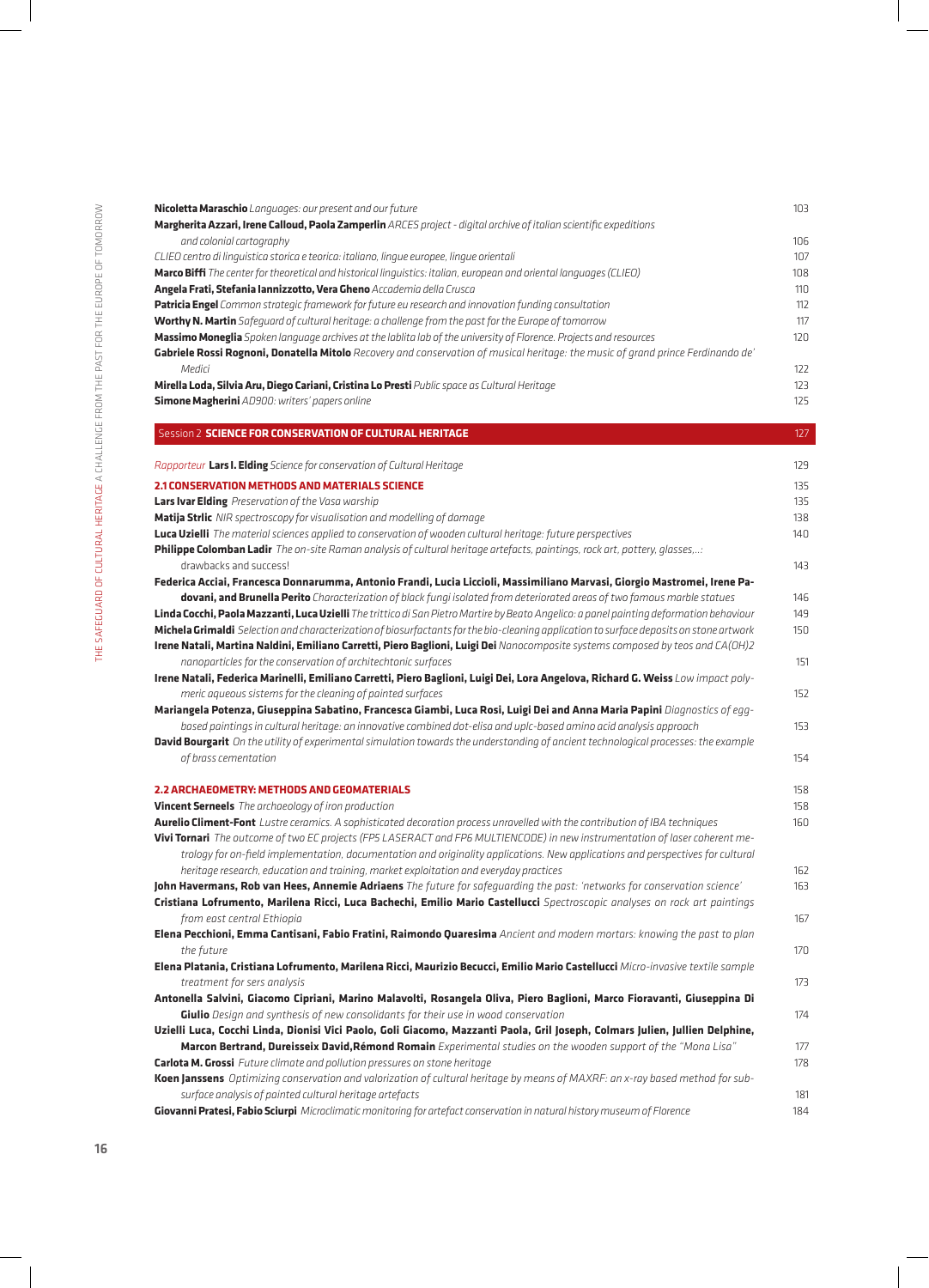**Nicoletta Maraschio** *Languages: our present and our future* 103

**Margherita Azzari, Irene Calloud, Paola Zamperlin** *ARCES project - digital archive of italian scientific expeditions and colonial cartography* 106

*CLIEO centro di linguistica storica e teorica: italiano, lingue europee, lingue orientali* 107

**Marco Biffi** *The center for theoretical and historical linguistics: italian, european and oriental languages (CLIEO)* 108

**Angela Frati, Stefania Iannizzotto, Vera Gheno** *Accademia della Crusca* 110

**Patricia Engel** *Common strategic framework for future eu research and innovation funding consultation* 112

**Worthy N. Martin** *Safeguard of cultural heritage: a challenge from the past for the Europe of tomorrow* 117

**Massimo Moneglia** *Spoken language archives at the lablita lab of the university of Florence. Projects and resources* 120

**Gabriele Rossi Rognoni, Donatella Mitolo** *Recovery and conservation of musical heritage: the music of grand prince Ferdinando de' Medici* 122

**Mirella Loda, Silvia Aru, Diego Cariani, Cristina Lo Presti** *Public space as Cultural Heritage* 123

**Simone Magherini** *AD900: writers' papers online* 125

## Session 2 SCIENCE FOR CONSERVATION OF CULTURAL HERITAGE 127

*Rapporteur* **Lars I. Elding** *Science for conservation of Cultural Heritage* 129

### 2.1 CONSERVATION METHODS AND MATERIALS SCIENCE 135

**Lars Ivar Elding** *Preservation of the Vasa warship* 135

**Matija Strlic** *NIR spectroscopy for visualisation and modelling of damage* 138

**Luca Uzielli** *The material sciences applied to conservation of wooden cultural heritage: future perspectives* 140

**Philippe Colomban Ladir** *The on-site Raman analysis of cultural heritage artefacts, paintings, rock art, pottery, glasses,...: drawbacks and success!* 143

**Federica Acciai, Francesca Donnarumma, Antonio Frandi, Lucia Liccioli, Massimiliano Marvasi, Giorgio Mastromei, Irene Padovani, and Brunella Perito** *Characterization of black fungi isolated from deteriorated areas of two famous marble statues* 146

**Linda Cocchi, Paola Mazzanti, Luca Uzielli** *The trittico di San Pietro Martire by Beato Angelico: a panel painting deformation behaviour* 149

**Michela Grimaldi** *Selection and characterization of biosurfactants for the bio-cleaning application to surface deposits on stone artwork* 150

**Irene Natali, Martina Naldini, Emiliano Carretti, Piero Baglioni, Luigi Dei** *Nanocomposite systems composed by teos and CA(OH)2 nanoparticles for the conservation of architechtonic surfaces* 151

**Irene Natali, Federica Marinelli, Emiliano Carretti, Piero Baglioni, Luigi Dei, Lora Angelova, Richard G. Weiss** *Low impact polymeric aqueous sistems for the cleaning of painted surfaces* 152

**Mariangela Potenza, Giuseppina Sabatino, Francesca Giambi, Luca Rosi, Luigi Dei and Anna Maria Papini** *Diagnostics of egg-based paintings in cultural heritage: an innovative combined dot-elisa and uplc-based amino acid analysis approach* 153

**David Bourgarit** *On the utility of experimental simulation towards the understanding of ancient technological processes: the example of brass cementation* 154

### 2.2 ARCHAEOMETRY: METHODS AND GEOMATERIALS 158

**Vincent Serneels** *The archaeology of iron production* 158

**Aurelio Climent-Font** *Lustre ceramics. A sophisticated decoration process unravelled with the contribution of IBA techniques* 160

**Vivi Tornari** *The outcome of two EC projects (FP5 LASERACT and FP6 MULTIENCODE) in new instrumentation of laser coherent metrology for on-field implementation, documentation and originality applications. New applications and perspectives for cultural heritage research, education and training, market exploitation and everyday practices* 162

**John Havermans, Rob van Hees, Annemie Adriaens** *The future for safeguarding the past: 'networks for conservation science'* 163

**Cristiana Lofrumento, Marilena Ricci, Luca Bachechi, Emilio Mario Castellucci** *Spectroscopic analyses on rock art paintings from east central Ethiopia* 167

**Elena Pecchioni, Emma Cantisani, Fabio Fratini, Raimondo Quaresima** *Ancient and modern mortars: knowing the past to plan the future* 170

**Elena Platania, Cristiana Lofrumento, Marilena Ricci, Maurizio Becucci, Emilio Mario Castellucci** *Micro-invasive textile sample treatment for sers analysis* 173

**Antonella Salvini, Giacomo Cipriani, Marino Malavolti, Rosangela Oliva, Piero Baglioni, Marco Fioravanti, Giuseppina Di Giulio** *Design and synthesis of new consolidants for their use in wood conservation* 174

**Uzielli Luca, Cocchi Linda, Dionisi Vici Paolo, Goli Giacomo, Mazzanti Paola, Gril Joseph, Colmars Julien, Jullien Delphine, Marcon Bertrand, Dureisseix David,Rémond Romain** *Experimental studies on the wooden support of the "Mona Lisa"* 177

**Carlota M. Grossi** *Future climate and pollution pressures on stone heritage* 178

**Koen Janssens** *Optimizing conservation and valorization of cultural heritage by means of MAXRF: an x-ray based method for subsurface analysis of painted cultural heritage artefacts* 181

**Giovanni Pratesi, Fabio Sciurpi** *Microclimatic monitoring for artefact conservation in natural history museum of Florence* 184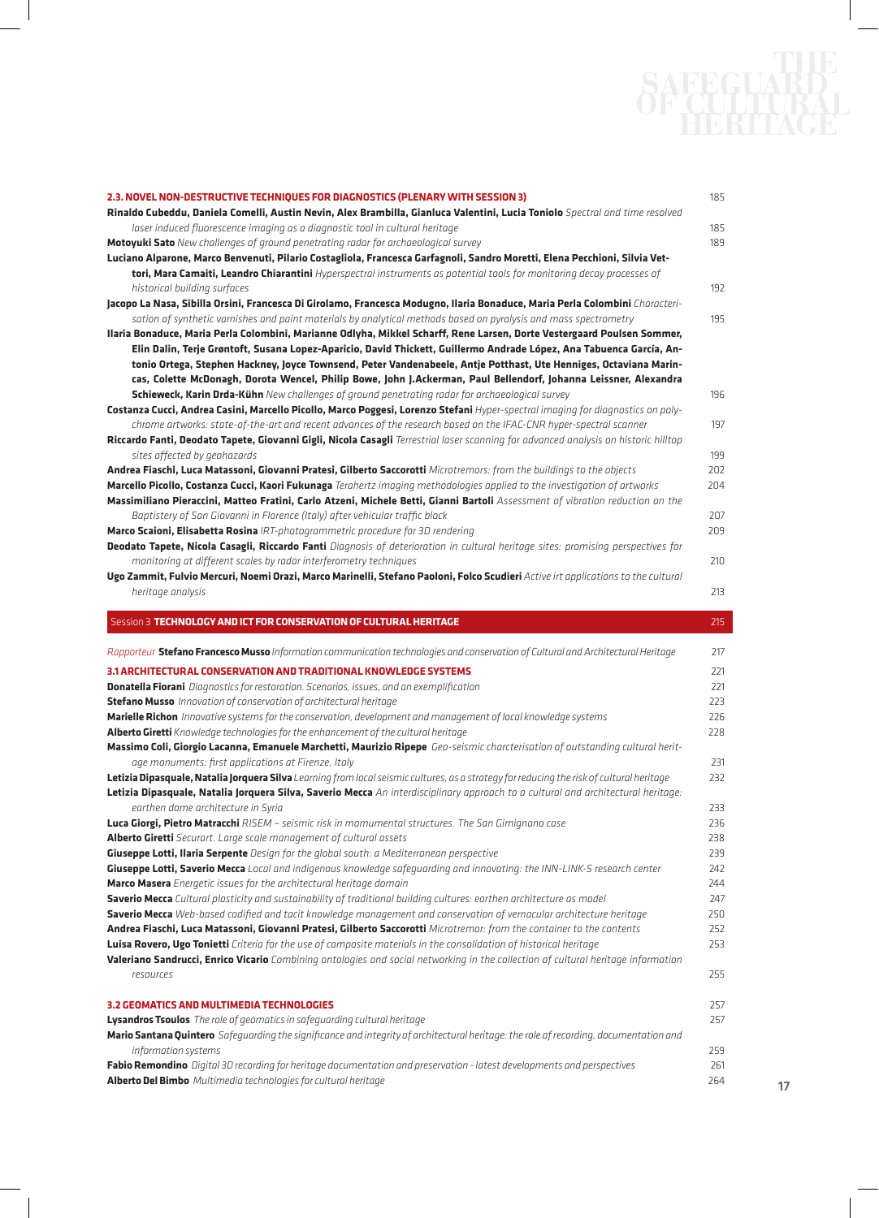**2.3. NOVEL NON-DESTRUCTIVE TECHNIQUES FOR DIAGNOSTICS (PLENARY WITH SESSION 3)** 185

**Rinaldo Cubeddu, Daniela Comelli, Austin Nevin, Alex Brambilla, Gianluca Valentini, Lucia Toniolo** *Spectral and time resolved laser induced fluorescence imaging as a diagnostic tool in cultural heritage* 185

**Motoyuki Sato** *New challenges of ground penetrating radar for archaeological survey* 189

**Luciano Alparone, Marco Benvenuti, Pilario Costagliola, Francesca Garfagnoli, Sandro Moretti, Elena Pecchioni, Silvia Vettori, Mara Camaiti, Leandro Chiarantini** *Hyperspectral instruments as potential tools for monitoring decay processes of historical building surfaces* 192

**Jacopo La Nasa, Sibilla Orsini, Francesca Di Girolamo, Francesca Modugno, Ilaria Bonaduce, Maria Perla Colombini** *Characterisation of synthetic varnishes and paint materials by analytical methods based on pyrolysis and mass spectrometry* 195

**Ilaria Bonaduce, Maria Perla Colombini, Marianne Odlyha, Mikkel Scharff, Rene Larsen, Dorte Vestergaard Poulsen Sommer, Elin Dalin, Terje Grøntoft, Susana Lopez-Aparicio, David Thickett, Guillermo Andrade López, Ana Tabuenca García, Antonio Ortega, Stephen Hackney, Joyce Townsend, Peter Vandenabeele, Antje Potthast, Ute Henniges, Octaviana Marincas, Colette McDonagh, Dorota Wencel, Philip Bowe, John J.Ackerman, Paul Bellendorf, Johanna Leissner, Alexandra Schieweck, Karin Drda-Kühn** *New challenges of ground penetrating radar for archaeological survey* 196

**Costanza Cucci, Andrea Casini, Marcello Picollo, Marco Poggesi, Lorenzo Stefani** *Hyper-spectral imaging for diagnostics on polychrome artworks: state-of-the-art and recent advances of the research based on the IFAC-CNR hyper-spectral scanner* 197

**Riccardo Fanti, Deodato Tapete, Giovanni Gigli, Nicola Casagli** *Terrestrial laser scanning for advanced analysis on historic hilltop sites affected by geohazards* 199

**Andrea Fiaschi, Luca Matassoni, Giovanni Pratesi, Gilberto Saccorotti** *Microtremors: from the buildings to the objects* 202

**Marcello Picollo, Costanza Cucci, Kaori Fukunaga** *Terahertz imaging methodologies applied to the investigation of artworks* 204

**Massimiliano Pieraccini, Matteo Fratini, Carlo Atzeni, Michele Betti, Gianni Bartoli** *Assessment of vibration reduction on the Baptistery of San Giovanni in Florence (Italy) after vehicular traffic block* 207

**Marco Scaioni, Elisabetta Rosina** *IRT-photogrammetric procedure for 3D rendering* 209

**Deodato Tapete, Nicola Casagli, Riccardo Fanti** *Diagnosis of deterioration in cultural heritage sites: promising perspectives for monitoring at different scales by radar interferometry techniques* 210

**Ugo Zammit, Fulvio Mercuri, Noemi Orazi, Marco Marinelli, Stefano Paoloni, Folco Scudieri** *Active irt applications to the cultural heritage analysis* 213

## Session 3 **TECHNOLOGY AND ICT FOR CONSERVATION OF CULTURAL HERITAGE** 215

*Rapporteur* **Stefano Francesco Musso** *Information communication technologies and conservation of Cultural and Architectural Heritage* 217

**3.1 ARCHITECTURAL CONSERVATION AND TRADITIONAL KNOWLEDGE SYSTEMS** 221

**Donatella Fiorani** *Diagnostics for restoration. Scenarios, issues, and an exemplification* 221

**Stefano Musso** *Innovation of conservation of architectural heritage* 223

**Marielle Richon** *Innovative systems for the conservation, development and management of local knowledge systems* 226

**Alberto Giretti** *Knowledge technologies for the enhancement of the cultural heritage* 228

**Massimo Coli, Giorgio Lacanna, Emanuele Marchetti, Maurizio Ripepe** *Geo-seismic charcterisation of outstanding cultural heritage monuments: first applications at Firenze, Italy* 231

**Letizia Dipasquale, Natalia Jorquera Silva** *Learning from local seismic cultures, as a strategy for reducing the risk of cultural heritage* 232

**Letizia Dipasquale, Natalia Jorquera Silva, Saverio Mecca** *An interdisciplinary approach to a cultural and architectural heritage: earthen dome architecture in Syria* 233

**Luca Giorgi, Pietro Matracchi** *RISEM – seismic risk in momumental structures. The San Gimignano case* 236

**Alberto Giretti** *Securart. Large scale management of cultural assets* 238

**Giuseppe Lotti, Ilaria Serpente** *Design for the global south: a Mediterranean perspective* 239

**Giuseppe Lotti, Saverio Mecca** *Local and indigenous knowledge safeguarding and innovating: the INN-LINK-S research center* 242

**Marco Masera** *Energetic issues for the architectural heritage domain* 244

**Saverio Mecca** *Cultural plasticity and sustainability of traditional building cultures: earthen architecture as model* 247

**Saverio Mecca** *Web-based codified and tacit knowledge management and conservation of vernacular architecture heritage* 250

**Andrea Fiaschi, Luca Matassoni, Giovanni Pratesi, Gilberto Saccorotti** *Microtremor: from the container to the contents* 252

**Luisa Rovero, Ugo Tonietti** *Criteria for the use of composite materials in the consolidation of historical heritage* 253

**Valeriano Sandrucci, Enrico Vicario** *Combining ontologies and social networking in the collection of cultural heritage information resources* 255

**3.2 GEOMATICS AND MULTIMEDIA TECHNOLOGIES** 257

**Lysandros Tsoulos** *The role of geomatics in safeguarding cultural heritage* 257

**Mario Santana Quintero** *Safeguarding the significance and integrity of architectural heritage: the role of recording, documentation and information systems* 259

**Fabio Remondino** *Digital 3D recording for heritage documentation and preservation - latest developments and perspectives* 261

**Alberto Del Bimbo** *Multimedia technologies for cultural heritage* 264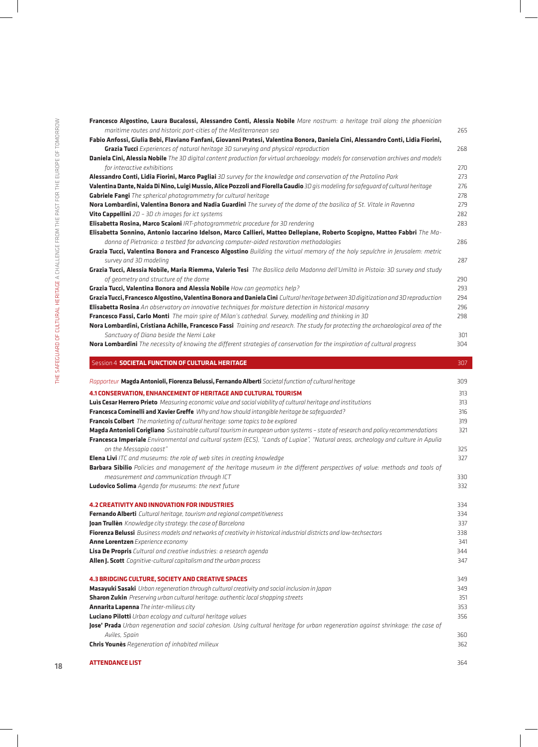**Francesco Algostino, Laura Bucalossi, Alessandro Conti, Alessia Nobile** *Mare nostrum: a heritage trail along the phoenician maritime routes and historic port-cities of the Mediterranean sea* 265

**Fabio Anfossi, Giulia Bebi, Flaviano Fanfani, Giovanni Pratesi, Valentina Bonora, Daniela Cini, Alessandro Conti, Lidia Fiorini, Grazia Tucci** *Experiences of natural heritage 3D surveying and physical reproduction* 268

**Daniela Cini, Alessia Nobile** *The 3D digital content production for virtual archaeology: models for conservation archives and models for interactive exhibitions* 270

**Alessandro Conti, Lidia Fiorini, Marco Pagliai** *3D survey for the knowledge and conservation of the Pratolino Park* 273

**Valentina Dante, Naida Di Nino, Luigi Mussio, Alice Pozzoli and Fiorella Gaudio** *3D gis modeling for safeguard of cultural heritage* 276

**Gabriele Fangi** *The spherical photogrammetry for cultural heritage* 278

**Nora Lombardini, Valentina Bonora and Nadia Guardini** *The survey of the dome of the basilica of St. Vitale in Ravenna* 279

**Vito Cappellini** *2D – 3D ch images for ict systems* 282

**Elisabetta Rosina, Marco Scaioni** *IRT-photogrammetric procedure for 3D rendering* 283

**Elisabetta Sonnino, Antonio Iaccarino Idelson, Marco Callieri, Matteo Dellepiane, Roberto Scopigno, Matteo Fabbri** *The Madonna of Pietranico: a testbed for advancing computer-aided restoration methodologies* 286

**Grazia Tucci, Valentina Bonora and Francesco Algostino** *Building the virtual memory of the holy sepulchre in Jerusalem: metric survey and 3D modeling* 287

**Grazia Tucci, Alessia Nobile, Maria Riemma, Valerio Tesi** *The Basilica della Madonna dell'Umiltà in Pistoia: 3D survey and study of geometry and structure of the dome* 290

**Grazia Tucci, Valentina Bonora and Alessia Nobile** *How can geomatics help?* 293

**Grazia Tucci, Francesco Algostino, Valentina Bonora and Daniela Cini** *Cultural heritage between 3D digitization and 3D reproduction* 294

**Elisabetta Rosina** *An observatory on innovative techniques for moisture detection in historical masonry* 296

**Francesco Fassi, Carlo Monti** *The main spire of Milan's cathedral. Survey, modelling and thinking in 3D* 298

**Nora Lombardini, Cristiana Achille, Francesco Fassi** *Training and research. The study for protecting the archaeological area of the Sanctuary of Diana beside the Nemi Lake* 301

**Nora Lombardini** *The necessity of knowing the different strategies of conservation for the inspiration of cultural progress* 304

## Session 4 SOCIETAL FUNCTION OF CULTURAL HERITAGE 307

*Rapporteur* **Magda Antonioli, Fiorenza Belussi, Fernando Alberti** *Societal function of cultural heritage* 309

### 4.1 CONSERVATION, ENHANCEMENT OF HERITAGE AND CULTURAL TOURISM 313

**Luis Cesar Herrero Prieto** *Measuring economic value and social viability of cultural heritage and institutions* 313

**Francesca Cominelli and Xavier Greffe** *Why and how should intangible heritage be safeguarded?* 316

**Francois Colbert** *The marketing of cultural heritage: some topics to be explored* 319

**Magda Antonioli Corigliano** *Sustainable cultural tourism in european urban systems – state of research and policy recommendations* 321

**Francesca Imperiale** *Environmental and cultural system (ECS), "Lands of Lupiae", "Natural areas, archeology and culture in Apulia on the Messapia coast"* 325

**Elena Livi** *ITC and museums: the role of web sites in creating knowledge* 327

**Barbara Sibilio** *Policies and management of the heritage museum in the different perspectives of value: methods and tools of measurement and communication through ICT* 330

**Ludovico Solima** *Agenda for museums: the next future* 332

### 4.2 CREATIVITY AND INNOVATION FOR INDUSTRIES 334

**Fernando Alberti** *Cultural heritage, tourism and regional competitiveness* 334

**Joan Trullèn** *Knowledge city strategy: the case of Barcelona* 337

**Fiorenza Belussi** *Business models and networks of creativity in historical industrial districts and low-techsectors* 338

**Anne Lorentzen** *Experience economy* 341

**Lisa De Propris** *Cultural and creative industries: a research agenda* 344

**Allen J. Scott** *Cognitive-cultural capitalism and the urban process* 347

### 4.3 BRIDGING CULTURE, SOCIETY AND CREATIVE SPACES 349

**Masayuki Sasaki** *Urban regeneration through cultural creativity and social inclusion in Japan* 349

**Sharon Zukin** *Preserving urban cultural heritage: authentic local shopping streets* 351

**Annarita Lapenna** *The inter-milieus city* 353

**Luciano Pilotti** *Urban ecology and cultural heritage values* 356

**Jose' Prada** *Urban regeneration and social cohesion. Using cultural heritage for urban regeneration against shrinkage: the case of Aviles, Spain* 360

**Chris Younès** *Regeneration of inhabited milieux* 362

## ATTENDANCE LIST 364